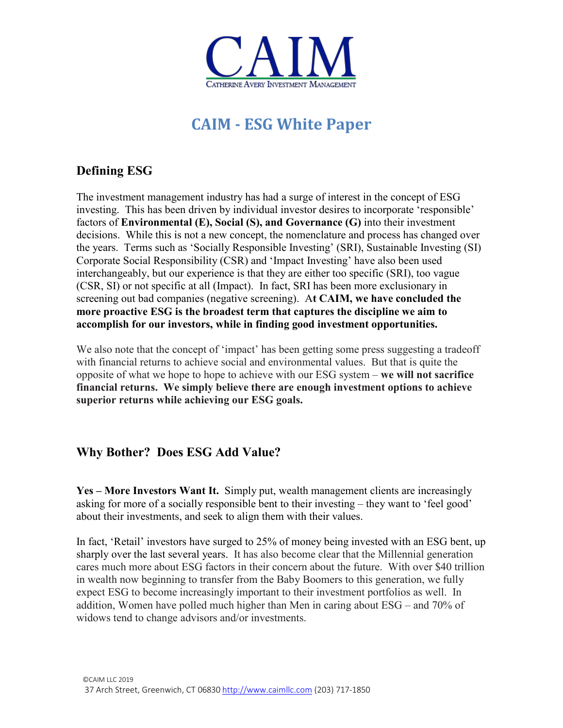# CAIM

CATHERINE AVERY INVESTMENT MANAGEMENT

# CAIM - ESG White Paper

## Defining ESG

The investment management industry has had a surge of interest in the concept of ESG investing. This has been driven by individual investor desires to incorporate 'responsible' factors of **Environmental (E), Social (S), and Governance (G)** into their investment decisions. While this is not a new concept, the nomenclature and process has changed over the years. Terms such as 'Socially Responsible Investing' (SRI), Sustainable Investing (SI) Corporate Social Responsibility (CSR) and 'Impact Investing' have also been used interchangeably, but our experience is that they are either too specific (SRI), too vague (CSR, SI) or not specific at all (Impact). In fact, SRI has been more exclusionary in screening out bad companies (negative screening). A**t CAIM, we have concluded the more proactive ESG is the broadest term that captures the discipline we aim to accomplish for our investors, while in finding good investment opportunities.**

We also note that the concept of 'impact' has been getting some press suggesting a tradeoff with financial returns to achieve social and environmental values. But that is quite the opposite of what we hope to hope to achieve with our ESG system – **we will not sacrifice financial returns. We simply believe there are enough investment options to achieve superior returns while achieving our ESG goals.**

## Why Bother? Does ESG Add Value?

**Yes – More Investors Want It.** Simply put, wealth management clients are increasingly asking for more of a socially responsible bent to their investing – they want to 'feel good' about their investments, and seek to align them with their values.

In fact, 'Retail' investors have surged to 25% of money being invested with an ESG bent, up sharply over the last several years. It has also become clear that the Millennial generation cares much more about ESG factors in their concern about the future. With over $40 trillion in wealth now beginning to transfer from the Baby Boomers to this generation, we fully expect ESG to become increasingly important to their investment portfolios as well. In addition, Women have polled much higher than Men in caring about ESG – and 70% of widows tend to change advisors and/or investments.

©CAIM LLC 2019
37 Arch Street, Greenwich, CT 06830 http://www.caimllc.com (203) 717-1850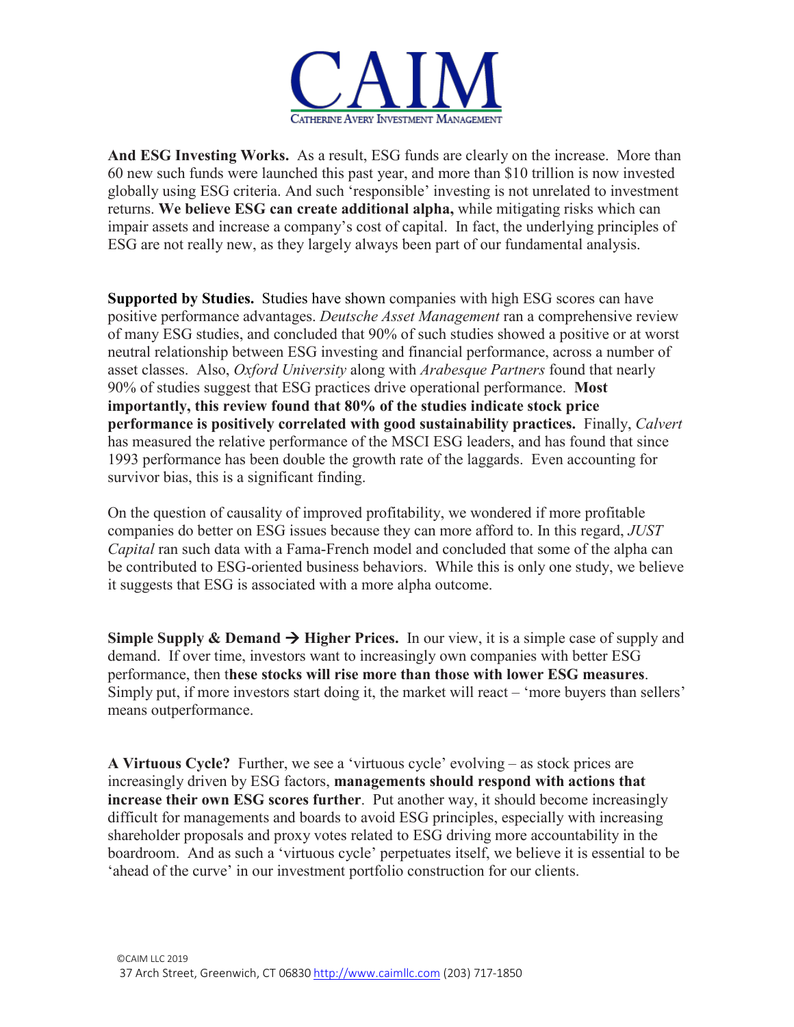**And ESG Investing Works.** As a result, ESG funds are clearly on the increase. More than 60 new such funds were launched this past year, and more than $10 trillion is now invested globally using ESG criteria. And such 'responsible' investing is not unrelated to investment returns. **We believe ESG can create additional alpha,** while mitigating risks which can impair assets and increase a company's cost of capital. In fact, the underlying principles of ESG are not really new, as they largely always been part of our fundamental analysis.

**Supported by Studies.** Studies have shown companies with high ESG scores can have positive performance advantages. *Deutsche Asset Management* ran a comprehensive review of many ESG studies, and concluded that 90% of such studies showed a positive or at worst neutral relationship between ESG investing and financial performance, across a number of asset classes. Also, *Oxford University* along with *Arabesque Partners* found that nearly 90% of studies suggest that ESG practices drive operational performance. **Most importantly, this review found that 80% of the studies indicate stock price performance is positively correlated with good sustainability practices.** Finally, *Calvert* has measured the relative performance of the MSCI ESG leaders, and has found that since 1993 performance has been double the growth rate of the laggards. Even accounting for survivor bias, this is a significant finding.

On the question of causality of improved profitability, we wondered if more profitable companies do better on ESG issues because they can more afford to. In this regard, *JUST Capital* ran such data with a Fama-French model and concluded that some of the alpha can be contributed to ESG-oriented business behaviors. While this is only one study, we believe it suggests that ESG is associated with a more alpha outcome.

**Simple Supply & Demand → Higher Prices.** In our view, it is a simple case of supply and demand. If over time, investors want to increasingly own companies with better ESG performance, then t**hese stocks will rise more than those with lower ESG measures**. Simply put, if more investors start doing it, the market will react – 'more buyers than sellers' means outperformance.

**A Virtuous Cycle?** Further, we see a 'virtuous cycle' evolving – as stock prices are increasingly driven by ESG factors, **managements should respond with actions that increase their own ESG scores further**. Put another way, it should become increasingly difficult for managements and boards to avoid ESG principles, especially with increasing shareholder proposals and proxy votes related to ESG driving more accountability in the boardroom. And as such a 'virtuous cycle' perpetuates itself, we believe it is essential to be 'ahead of the curve' in our investment portfolio construction for our clients.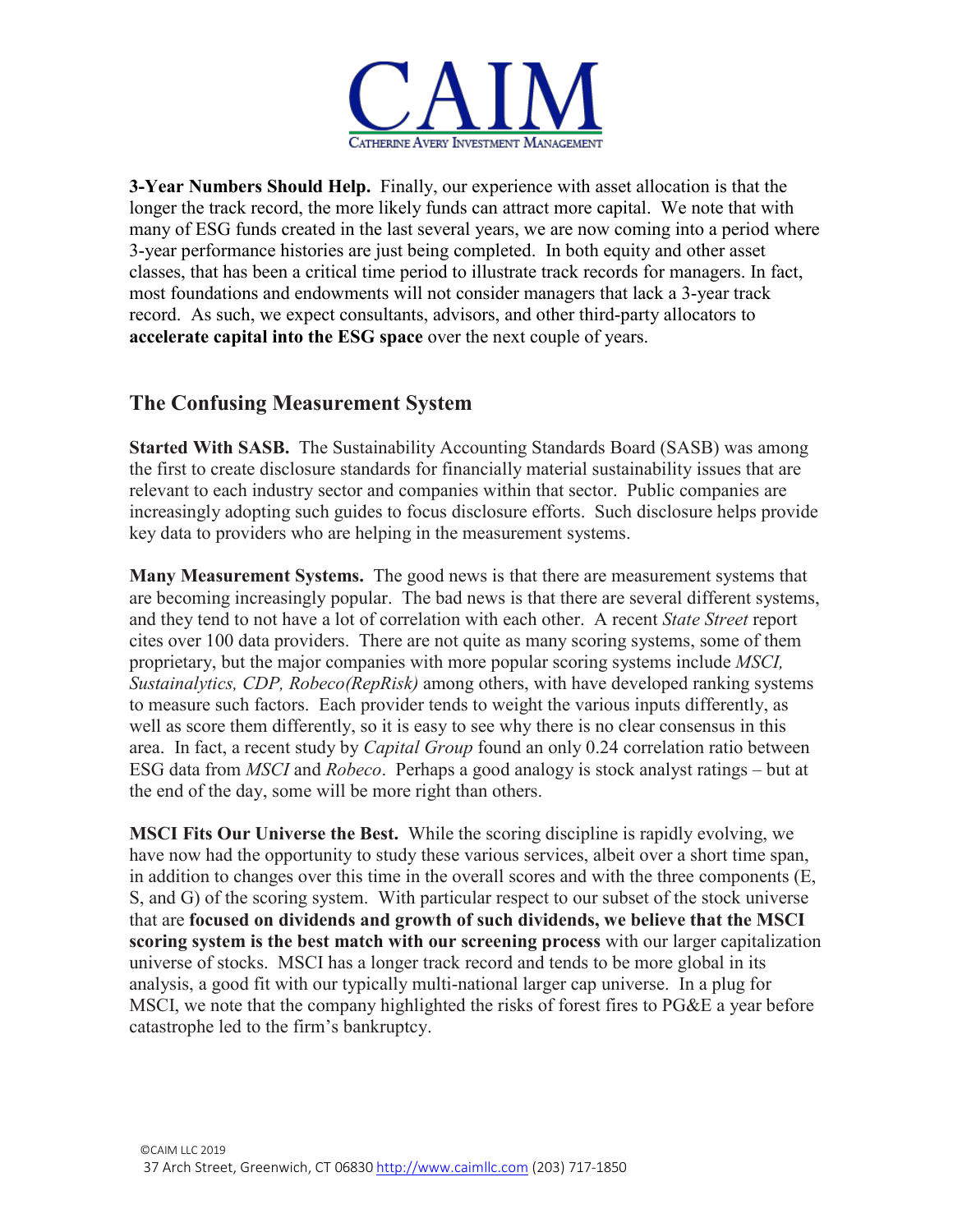**3-Year Numbers Should Help.** Finally, our experience with asset allocation is that the longer the track record, the more likely funds can attract more capital. We note that with many of ESG funds created in the last several years, we are now coming into a period where 3-year performance histories are just being completed. In both equity and other asset classes, that has been a critical time period to illustrate track records for managers. In fact, most foundations and endowments will not consider managers that lack a 3-year track record. As such, we expect consultants, advisors, and other third-party allocators to **accelerate capital into the ESG space** over the next couple of years.

## The Confusing Measurement System

**Started With SASB.** The Sustainability Accounting Standards Board (SASB) was among the first to create disclosure standards for financially material sustainability issues that are relevant to each industry sector and companies within that sector. Public companies are increasingly adopting such guides to focus disclosure efforts. Such disclosure helps provide key data to providers who are helping in the measurement systems.

**Many Measurement Systems.** The good news is that there are measurement systems that are becoming increasingly popular. The bad news is that there are several different systems, and they tend to not have a lot of correlation with each other. A recent *State Street* report cites over 100 data providers. There are not quite as many scoring systems, some of them proprietary, but the major companies with more popular scoring systems include *MSCI, Sustainalytics, CDP, Robeco(RepRisk)* among others, with have developed ranking systems to measure such factors. Each provider tends to weight the various inputs differently, as well as score them differently, so it is easy to see why there is no clear consensus in this area. In fact, a recent study by *Capital Group* found an only 0.24 correlation ratio between ESG data from *MSCI* and *Robeco*. Perhaps a good analogy is stock analyst ratings – but at the end of the day, some will be more right than others.

**MSCI Fits Our Universe the Best.** While the scoring discipline is rapidly evolving, we have now had the opportunity to study these various services, albeit over a short time span, in addition to changes over this time in the overall scores and with the three components (E, S, and G) of the scoring system. With particular respect to our subset of the stock universe that are **focused on dividends and growth of such dividends, we believe that the MSCI scoring system is the best match with our screening process** with our larger capitalization universe of stocks. MSCI has a longer track record and tends to be more global in its analysis, a good fit with our typically multi-national larger cap universe. In a plug for MSCI, we note that the company highlighted the risks of forest fires to PG&E a year before catastrophe led to the firm's bankruptcy.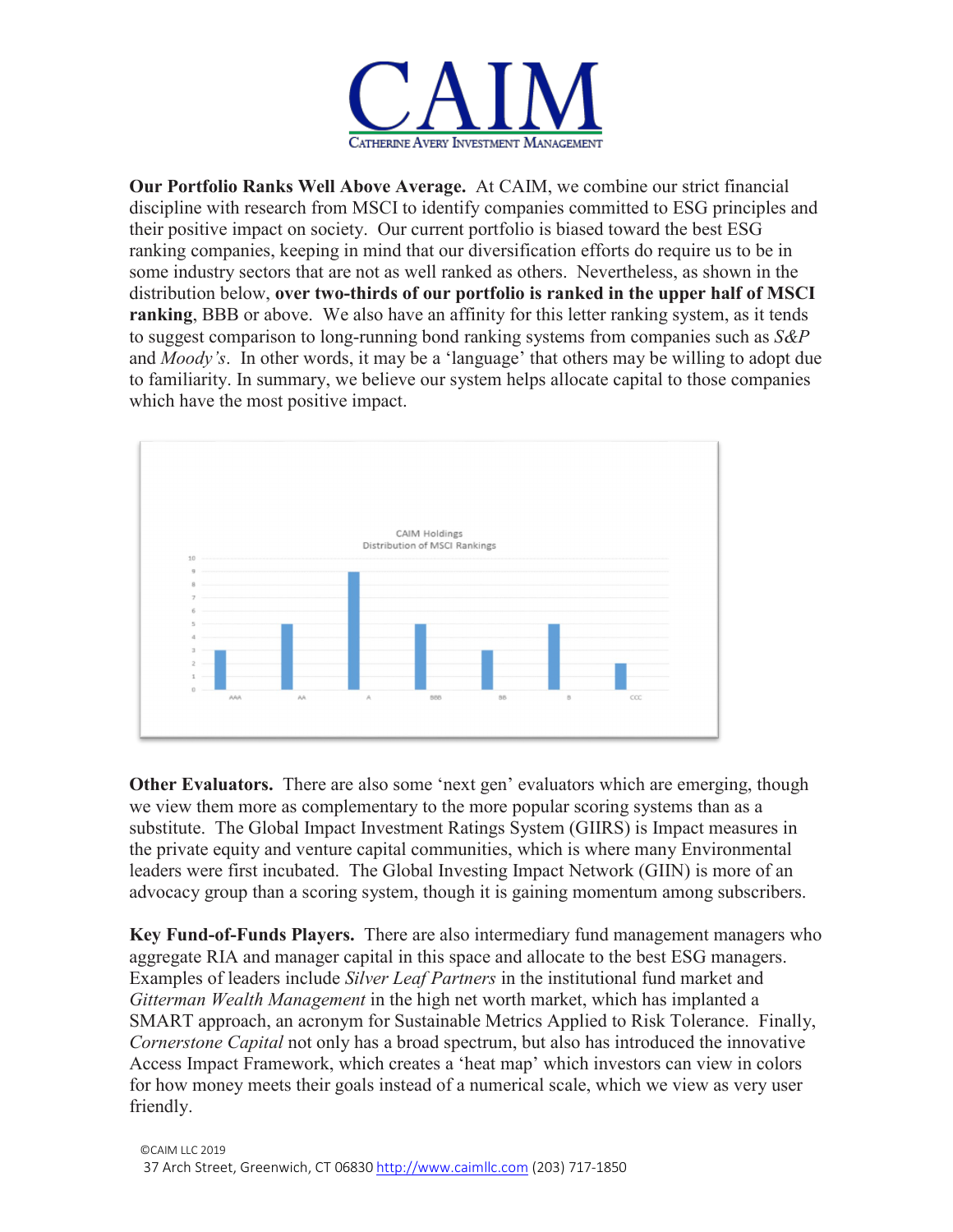**Our Portfolio Ranks Well Above Average.** At CAIM, we combine our strict financial discipline with research from MSCI to identify companies committed to ESG principles and their positive impact on society. Our current portfolio is biased toward the best ESG ranking companies, keeping in mind that our diversification efforts do require us to be in some industry sectors that are not as well ranked as others. Nevertheless, as shown in the distribution below, **over two-thirds of our portfolio is ranked in the upper half of MSCI ranking**, BBB or above. We also have an affinity for this letter ranking system, as it tends to suggest comparison to long-running bond ranking systems from companies such as *S&P* and *Moody's*. In other words, it may be a 'language' that others may be willing to adopt due to familiarity. In summary, we believe our system helps allocate capital to those companies which have the most positive impact.

CAIM Holdings
Distribution of MSCI Rankings

| Rating | AAA | AA | A | BBB | BB | B | CCC |
|---|---|---|---|---|---|---|---|
| Count | 3 | 5 | 9 | 5 | 3 | 5 | 2 |

**Other Evaluators.** There are also some 'next gen' evaluators which are emerging, though we view them more as complementary to the more popular scoring systems than as a substitute. The Global Impact Investment Ratings System (GIIRS) is Impact measures in the private equity and venture capital communities, which is where many Environmental leaders were first incubated. The Global Investing Impact Network (GIIN) is more of an advocacy group than a scoring system, though it is gaining momentum among subscribers.

**Key Fund-of-Funds Players.** There are also intermediary fund management managers who aggregate RIA and manager capital in this space and allocate to the best ESG managers. Examples of leaders include *Silver Leaf Partners* in the institutional fund market and *Gitterman Wealth Management* in the high net worth market, which has implanted a SMART approach, an acronym for Sustainable Metrics Applied to Risk Tolerance. Finally, *Cornerstone Capital* not only has a broad spectrum, but also has introduced the innovative Access Impact Framework, which creates a 'heat map' which investors can view in colors for how money meets their goals instead of a numerical scale, which we view as very user friendly.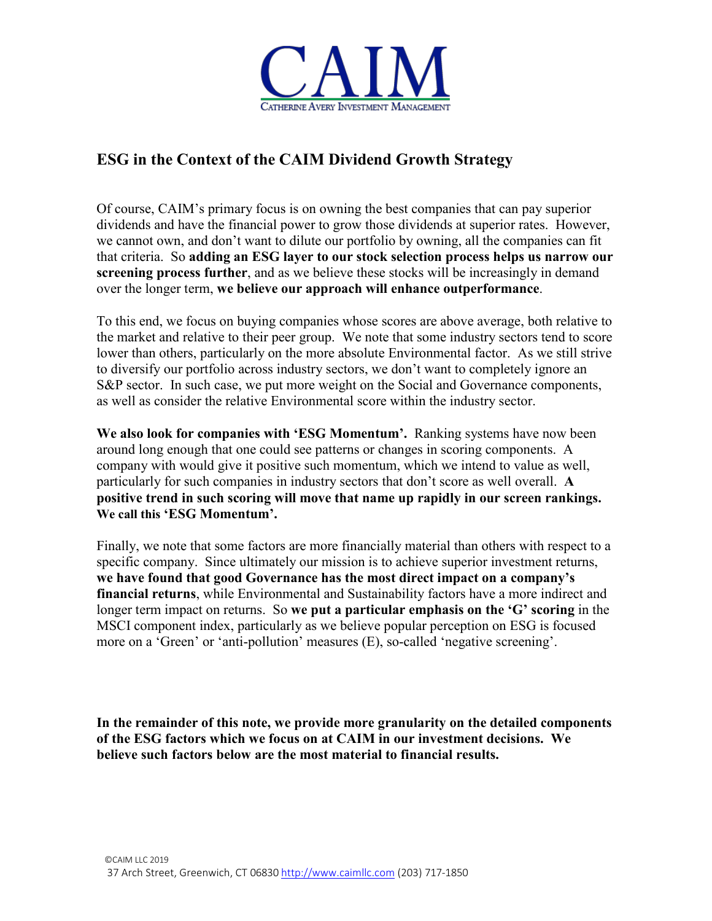# CAIM

CATHERINE AVERY INVESTMENT MANAGEMENT

## ESG in the Context of the CAIM Dividend Growth Strategy

Of course, CAIM's primary focus is on owning the best companies that can pay superior dividends and have the financial power to grow those dividends at superior rates. However, we cannot own, and don't want to dilute our portfolio by owning, all the companies can fit that criteria. So **adding an ESG layer to our stock selection process helps us narrow our screening process further**, and as we believe these stocks will be increasingly in demand over the longer term, **we believe our approach will enhance outperformance**.

To this end, we focus on buying companies whose scores are above average, both relative to the market and relative to their peer group. We note that some industry sectors tend to score lower than others, particularly on the more absolute Environmental factor. As we still strive to diversify our portfolio across industry sectors, we don't want to completely ignore an S&P sector. In such case, we put more weight on the Social and Governance components, as well as consider the relative Environmental score within the industry sector.

**We also look for companies with 'ESG Momentum'.** Ranking systems have now been around long enough that one could see patterns or changes in scoring components. A company with would give it positive such momentum, which we intend to value as well, particularly for such companies in industry sectors that don't score as well overall. **A positive trend in such scoring will move that name up rapidly in our screen rankings. We call this 'ESG Momentum'.**

Finally, we note that some factors are more financially material than others with respect to a specific company. Since ultimately our mission is to achieve superior investment returns, **we have found that good Governance has the most direct impact on a company's financial returns**, while Environmental and Sustainability factors have a more indirect and longer term impact on returns. So **we put a particular emphasis on the 'G' scoring** in the MSCI component index, particularly as we believe popular perception on ESG is focused more on a 'Green' or 'anti-pollution' measures (E), so-called 'negative screening'.

**In the remainder of this note, we provide more granularity on the detailed components of the ESG factors which we focus on at CAIM in our investment decisions. We believe such factors below are the most material to financial results.**

©CAIM LLC 2019
37 Arch Street, Greenwich, CT 06830 http://www.caimllc.com (203) 717-1850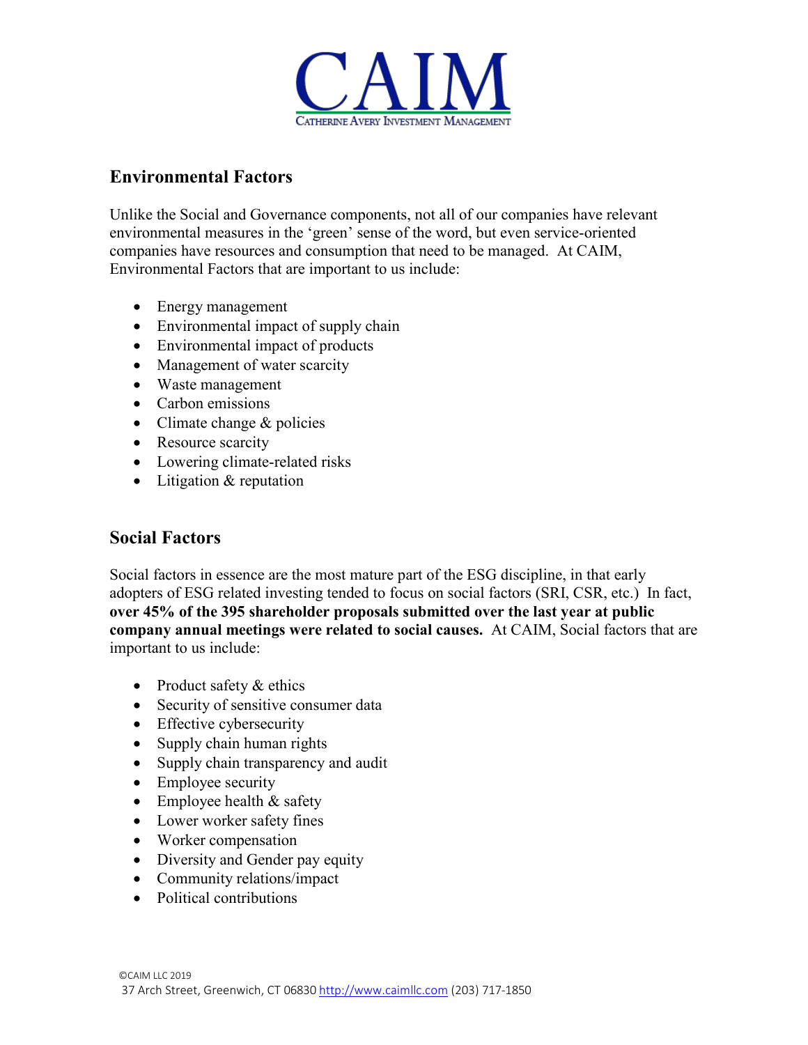## Environmental Factors

Unlike the Social and Governance components, not all of our companies have relevant environmental measures in the 'green' sense of the word, but even service-oriented companies have resources and consumption that need to be managed. At CAIM, Environmental Factors that are important to us include:

- Energy management
- Environmental impact of supply chain
- Environmental impact of products
- Management of water scarcity
- Waste management
- Carbon emissions
- Climate change & policies
- Resource scarcity
- Lowering climate-related risks
- Litigation & reputation

## Social Factors

Social factors in essence are the most mature part of the ESG discipline, in that early adopters of ESG related investing tended to focus on social factors (SRI, CSR, etc.) In fact, **over 45% of the 395 shareholder proposals submitted over the last year at public company annual meetings were related to social causes.** At CAIM, Social factors that are important to us include:

- Product safety & ethics
- Security of sensitive consumer data
- Effective cybersecurity
- Supply chain human rights
- Supply chain transparency and audit
- Employee security
- Employee health & safety
- Lower worker safety fines
- Worker compensation
- Diversity and Gender pay equity
- Community relations/impact
- Political contributions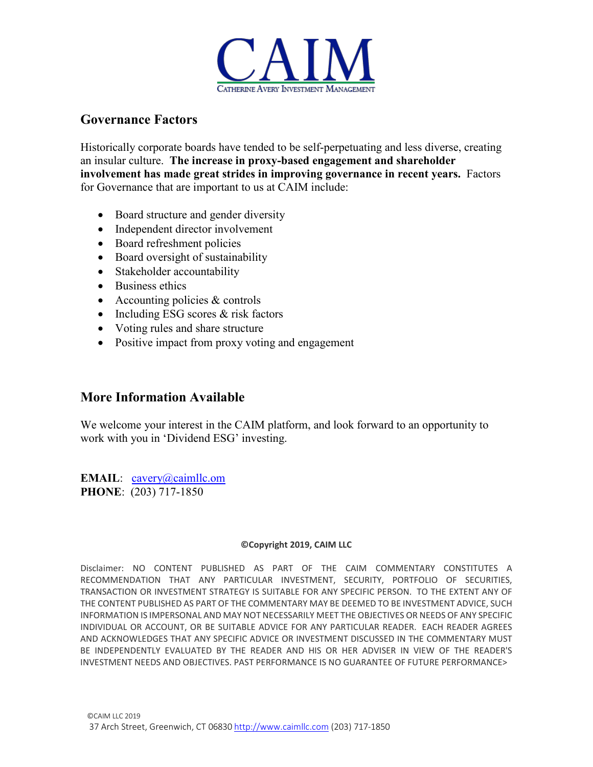# CAIM

CATHERINE AVERY INVESTMENT MANAGEMENT

## Governance Factors

Historically corporate boards have tended to be self-perpetuating and less diverse, creating an insular culture. **The increase in proxy-based engagement and shareholder involvement has made great strides in improving governance in recent years.** Factors for Governance that are important to us at CAIM include:

- Board structure and gender diversity
- Independent director involvement
- Board refreshment policies
- Board oversight of sustainability
- Stakeholder accountability
- Business ethics
- Accounting policies & controls
- Including ESG scores & risk factors
- Voting rules and share structure
- Positive impact from proxy voting and engagement

## More Information Available

We welcome your interest in the CAIM platform, and look forward to an opportunity to work with you in 'Dividend ESG' investing.

**EMAIL**: cavery@caimllc.om
**PHONE**: (203) 717-1850

**©Copyright 2019, CAIM LLC**

Disclaimer: NO CONTENT PUBLISHED AS PART OF THE CAIM COMMENTARY CONSTITUTES A RECOMMENDATION THAT ANY PARTICULAR INVESTMENT, SECURITY, PORTFOLIO OF SECURITIES, TRANSACTION OR INVESTMENT STRATEGY IS SUITABLE FOR ANY SPECIFIC PERSON. TO THE EXTENT ANY OF THE CONTENT PUBLISHED AS PART OF THE COMMENTARY MAY BE DEEMED TO BE INVESTMENT ADVICE, SUCH INFORMATION IS IMPERSONAL AND MAY NOT NECESSARILY MEET THE OBJECTIVES OR NEEDS OF ANY SPECIFIC INDIVIDUAL OR ACCOUNT, OR BE SUITABLE ADVICE FOR ANY PARTICULAR READER. EACH READER AGREES AND ACKNOWLEDGES THAT ANY SPECIFIC ADVICE OR INVESTMENT DISCUSSED IN THE COMMENTARY MUST BE INDEPENDENTLY EVALUATED BY THE READER AND HIS OR HER ADVISER IN VIEW OF THE READER'S INVESTMENT NEEDS AND OBJECTIVES. PAST PERFORMANCE IS NO GUARANTEE OF FUTURE PERFORMANCE>